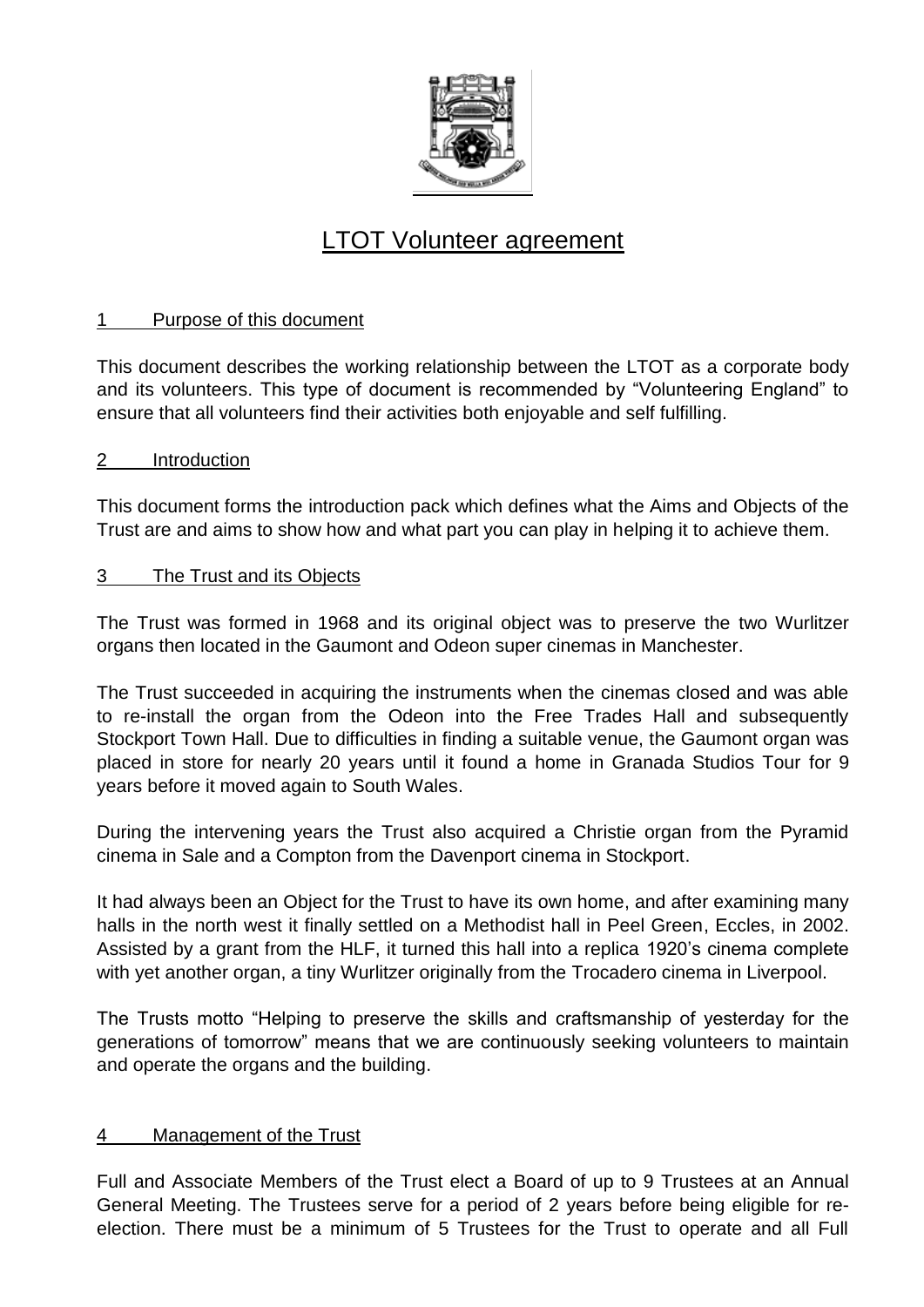# LTOT Volunteer agreement

## 1 Purpose of this document

This document describes the working relationship between the LTOT as a corporate body and its volunteers. This type of document is recommended by "Volunteering England" to ensure that all volunteers find their activities both enjoyable and self fulfilling.

## 2 Introduction

This document forms the introduction pack which defines what the Aims and Objects of the Trust are and aims to show how and what part you can play in helping it to achieve them.

## 3 The Trust and its Objects

The Trust was formed in 1968 and its original object was to preserve the two Wurlitzer organs then located in the Gaumont and Odeon super cinemas in Manchester.

The Trust succeeded in acquiring the instruments when the cinemas closed and was able to re-install the organ from the Odeon into the Free Trades Hall and subsequently Stockport Town Hall. Due to difficulties in finding a suitable venue, the Gaumont organ was placed in store for nearly 20 years until it found a home in Granada Studios Tour for 9 years before it moved again to South Wales.

During the intervening years the Trust also acquired a Christie organ from the Pyramid cinema in Sale and a Compton from the Davenport cinema in Stockport.

It had always been an Object for the Trust to have its own home, and after examining many halls in the north west it finally settled on a Methodist hall in Peel Green, Eccles, in 2002. Assisted by a grant from the HLF, it turned this hall into a replica 1920's cinema complete with yet another organ, a tiny Wurlitzer originally from the Trocadero cinema in Liverpool.

The Trusts motto "Helping to preserve the skills and craftsmanship of yesterday for the generations of tomorrow" means that we are continuously seeking volunteers to maintain and operate the organs and the building.

## 4 Management of the Trust

Full and Associate Members of the Trust elect a Board of up to 9 Trustees at an Annual General Meeting. The Trustees serve for a period of 2 years before being eligible for re-election. There must be a minimum of 5 Trustees for the Trust to operate and all Full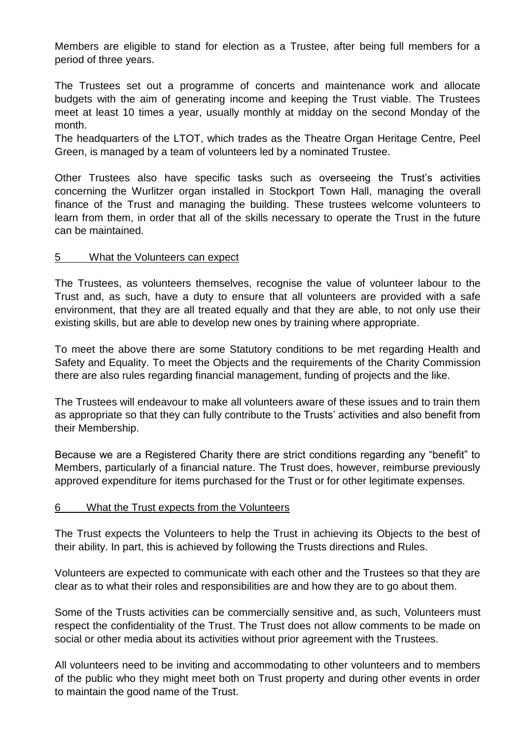Members are eligible to stand for election as a Trustee, after being full members for a period of three years.

The Trustees set out a programme of concerts and maintenance work and allocate budgets with the aim of generating income and keeping the Trust viable. The Trustees meet at least 10 times a year, usually monthly at midday on the second Monday of the month.

The headquarters of the LTOT, which trades as the Theatre Organ Heritage Centre, Peel Green, is managed by a team of volunteers led by a nominated Trustee.

Other Trustees also have specific tasks such as overseeing the Trust's activities concerning the Wurlitzer organ installed in Stockport Town Hall, managing the overall finance of the Trust and managing the building. These trustees welcome volunteers to learn from them, in order that all of the skills necessary to operate the Trust in the future can be maintained.

## 5 What the Volunteers can expect

The Trustees, as volunteers themselves, recognise the value of volunteer labour to the Trust and, as such, have a duty to ensure that all volunteers are provided with a safe environment, that they are all treated equally and that they are able, to not only use their existing skills, but are able to develop new ones by training where appropriate.

To meet the above there are some Statutory conditions to be met regarding Health and Safety and Equality. To meet the Objects and the requirements of the Charity Commission there are also rules regarding financial management, funding of projects and the like.

The Trustees will endeavour to make all volunteers aware of these issues and to train them as appropriate so that they can fully contribute to the Trusts' activities and also benefit from their Membership.

Because we are a Registered Charity there are strict conditions regarding any "benefit" to Members, particularly of a financial nature. The Trust does, however, reimburse previously approved expenditure for items purchased for the Trust or for other legitimate expenses.

## 6 What the Trust expects from the Volunteers

The Trust expects the Volunteers to help the Trust in achieving its Objects to the best of their ability. In part, this is achieved by following the Trusts directions and Rules.

Volunteers are expected to communicate with each other and the Trustees so that they are clear as to what their roles and responsibilities are and how they are to go about them.

Some of the Trusts activities can be commercially sensitive and, as such, Volunteers must respect the confidentiality of the Trust. The Trust does not allow comments to be made on social or other media about its activities without prior agreement with the Trustees.

All volunteers need to be inviting and accommodating to other volunteers and to members of the public who they might meet both on Trust property and during other events in order to maintain the good name of the Trust.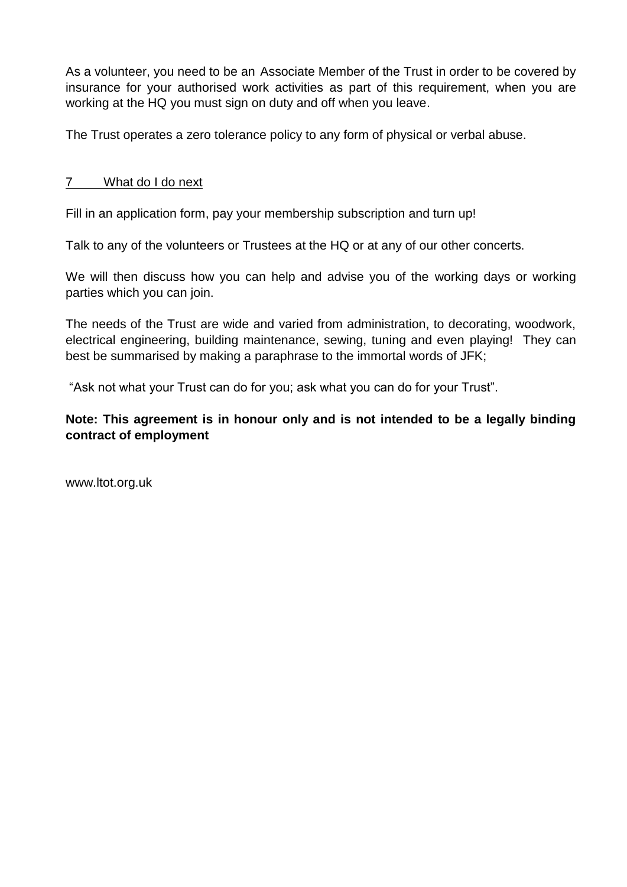As a volunteer, you need to be an Associate Member of the Trust in order to be covered by insurance for your authorised work activities as part of this requirement, when you are working at the HQ you must sign on duty and off when you leave.

The Trust operates a zero tolerance policy to any form of physical or verbal abuse.

## 7 What do I do next

Fill in an application form, pay your membership subscription and turn up!

Talk to any of the volunteers or Trustees at the HQ or at any of our other concerts.

We will then discuss how you can help and advise you of the working days or working parties which you can join.

The needs of the Trust are wide and varied from administration, to decorating, woodwork, electrical engineering, building maintenance, sewing, tuning and even playing! They can best be summarised by making a paraphrase to the immortal words of JFK;

"Ask not what your Trust can do for you; ask what you can do for your Trust".

**Note: This agreement is in honour only and is not intended to be a legally binding contract of employment**

www.ltot.org.uk